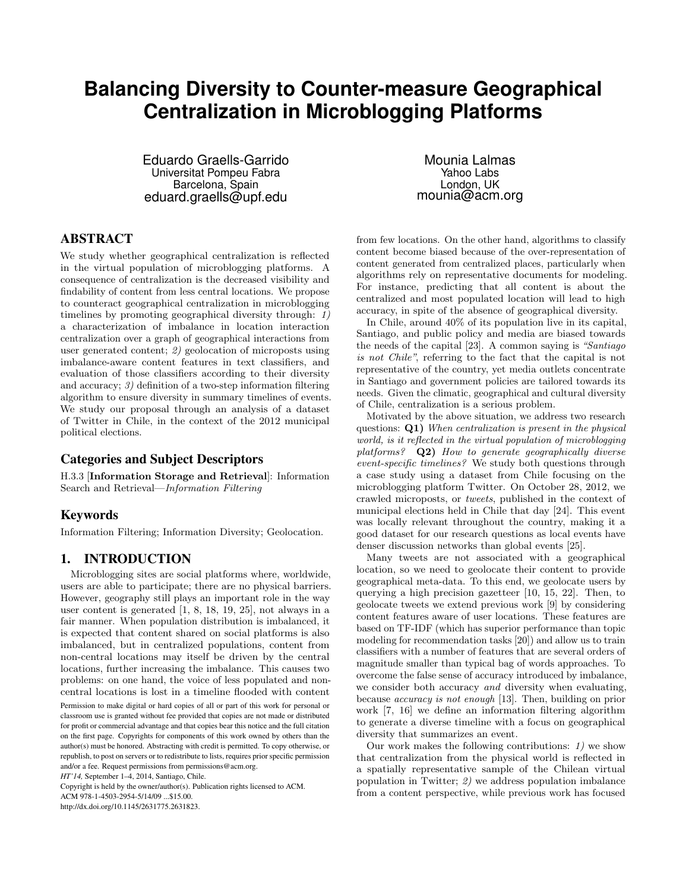# Balancing Diversity to Counter-measure Geographical Centralization in Microblogging Platforms

Eduardo Graells-Garrido
Universitat Pompeu Fabra
Barcelona, Spain
eduard.graells@upf.edu

Mounia Lalmas
Yahoo Labs
London, UK
mounia@acm.org

## ABSTRACT

We study whether geographical centralization is reflected in the virtual population of microblogging platforms. A consequence of centralization is the decreased visibility and findability of content from less central locations. We propose to counteract geographical centralization in microblogging timelines by promoting geographical diversity through: *1)* a characterization of imbalance in location interaction centralization over a graph of geographical interactions from user generated content; *2)* geolocation of microposts using imbalance-aware content features in text classifiers, and evaluation of those classifiers according to their diversity and accuracy; *3)* definition of a two-step information filtering algorithm to ensure diversity in summary timelines of events. We study our proposal through an analysis of a dataset of Twitter in Chile, in the context of the 2012 municipal political elections.

### Categories and Subject Descriptors

H.3.3 [**Information Storage and Retrieval**]: Information Search and Retrieval—*Information Filtering*

### Keywords

Information Filtering; Information Diversity; Geolocation.

## 1. INTRODUCTION

Microblogging sites are social platforms where, worldwide, users are able to participate; there are no physical barriers. However, geography still plays an important role in the way user content is generated [1, 8, 18, 19, 25], not always in a fair manner. When population distribution is imbalanced, it is expected that content shared on social platforms is also imbalanced, but in centralized populations, content from non-central locations may itself be driven by the central locations, further increasing the imbalance. This causes two problems: on one hand, the voice of less populated and non-central locations is lost in a timeline flooded with content from few locations. On the other hand, algorithms to classify content become biased because of the over-representation of content generated from centralized places, particularly when algorithms rely on representative documents for modeling. For instance, predicting that all content is about the centralized and most populated location will lead to high accuracy, in spite of the absence of geographical diversity.

Permission to make digital or hard copies of all or part of this work for personal or classroom use is granted without fee provided that copies are not made or distributed for profit or commercial advantage and that copies bear this notice and the full citation on the first page. Copyrights for components of this work owned by others than the author(s) must be honored. Abstracting with credit is permitted. To copy otherwise, or republish, to post on servers or to redistribute to lists, requires prior specific permission and/or a fee. Request permissions from permissions@acm.org.
*HT'14,* September 1–4, 2014, Santiago, Chile.
Copyright is held by the owner/author(s). Publication rights licensed to ACM.
ACM 978-1-4503-2954-5/14/09 ...$15.00.
http://dx.doi.org/10.1145/2631775.2631823.

In Chile, around 40% of its population live in its capital, Santiago, and public policy and media are biased towards the needs of the capital [23]. A common saying is *"Santiago is not Chile"*, referring to the fact that the capital is not representative of the country, yet media outlets concentrate in Santiago and government policies are tailored towards its needs. Given the climatic, geographical and cultural diversity of Chile, centralization is a serious problem.

Motivated by the above situation, we address two research questions: **Q1)** *When centralization is present in the physical world, is it reflected in the virtual population of microblogging platforms?* **Q2)** *How to generate geographically diverse event-specific timelines?* We study both questions through a case study using a dataset from Chile focusing on the microblogging platform Twitter. On October 28, 2012, we crawled microposts, or *tweets*, published in the context of municipal elections held in Chile that day [24]. This event was locally relevant throughout the country, making it a good dataset for our research questions as local events have denser discussion networks than global events [25].

Many tweets are not associated with a geographical location, so we need to geolocate their content to provide geographical meta-data. To this end, we geolocate users by querying a high precision gazetteer [10, 15, 22]. Then, to geolocate tweets we extend previous work [9] by considering content features aware of user locations. These features are based on TF-IDF (which has superior performance than topic modeling for recommendation tasks [20]) and allow us to train classifiers with a number of features that are several orders of magnitude smaller than typical bag of words approaches. To overcome the false sense of accuracy introduced by imbalance, we consider both accuracy *and* diversity when evaluating, because *accuracy is not enough* [13]. Then, building on prior work [7, 16] we define an information filtering algorithm to generate a diverse timeline with a focus on geographical diversity that summarizes an event.

Our work makes the following contributions: *1)* we show that centralization from the physical world is reflected in a spatially representative sample of the Chilean virtual population in Twitter; *2)* we address population imbalance from a content perspective, while previous work has focused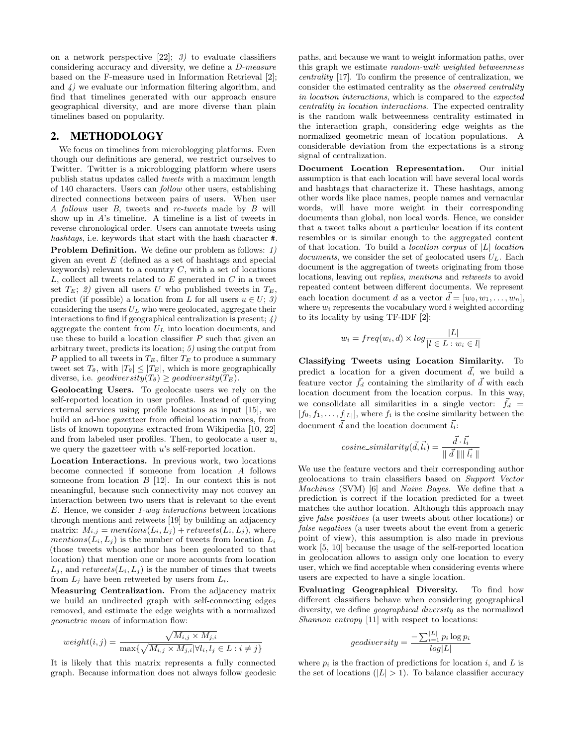on a network perspective [22]; *3)* to evaluate classifiers considering accuracy and diversity, we define a *D-measure* based on the F-measure used in Information Retrieval [2]; and *4)* we evaluate our information filtering algorithm, and find that timelines generated with our approach ensure geographical diversity, and are more diverse than plain timelines based on popularity.

## 2. METHODOLOGY

We focus on timelines from microblogging platforms. Even though our definitions are general, we restrict ourselves to Twitter. Twitter is a microblogging platform where users publish status updates called *tweets* with a maximum length of 140 characters. Users can *follow* other users, establishing directed connections between pairs of users. When user $A$ *follows* user $B$, tweets and *re-tweets* made by $B$ will show up in $A$'s timeline. A timeline is a list of tweets in reverse chronological order. Users can annotate tweets using *hashtags*, i.e. keywords that start with the hash character **#**.

**Problem Definition.** We define our problem as follows: *1)* given an event $E$ (defined as a set of hashtags and special keywords) relevant to a country $C$, with a set of locations $L$, collect all tweets related to $E$ generated in $C$ in a tweet set $T_E$; *2)* given all users $U$ who published tweets in $T_E$, predict (if possible) a location from $L$ for all users $u \in U$; *3)* considering the users $U_L$ who were geolocated, aggregate their interactions to find if geographical centralization is present; *4)* aggregate the content from $U_L$ into location documents, and use these to build a location classifier $P$ such that given an arbitrary tweet, predicts its location; *5)* using the output from $P$ applied to all tweets in $T_E$, filter $T_E$ to produce a summary tweet set $T_\theta$, with $|T_\theta| \leq |T_E|$, which is more geographically diverse, i.e. $geodiversity(T_\theta) \geq geodiversity(T_E)$.

**Geolocating Users.** To geolocate users we rely on the self-reported location in user profiles. Instead of querying external services using profile locations as input [15], we build an ad-hoc gazetteer from official location names, from lists of known toponyms extracted from Wikipedia [10, 22] and from labeled user profiles. Then, to geolocate a user $u$, we query the gazetteer with $u$'s self-reported location.

**Location Interactions.** In previous work, two locations become connected if someone from location $A$ follows someone from location $B$ [12]. In our context this is not meaningful, because such connectivity may not convey an interaction between two users that is relevant to the event $E$. Hence, we consider *1-way interactions* between locations through mentions and retweets [19] by building an adjacency matrix: $M_{i,j} = mentions(L_i, L_j) + retweets(L_i, L_j)$, where $mentions(L_i, L_j)$ is the number of tweets from location $L_i$ (those tweets whose author has been geolocated to that location) that mention one or more accounts from location $L_j$, and $retweets(L_i, L_j)$ is the number of times that tweets from $L_j$ have been retweeted by users from $L_i$.

**Measuring Centralization.** From the adjacency matrix we build an undirected graph with self-connecting edges removed, and estimate the edge weights with a normalized *geometric mean* of information flow:

$$weight(i, j) = \frac{\sqrt{M_{i,j} \times M_{j,i}}}{\max\{\sqrt{M_{i,j} \times M_{j,i}} | \forall l_i, l_j \in L : i \neq j\}}$$

It is likely that this matrix represents a fully connected graph. Because information does not always follow geodesic paths, and because we want to weight information paths, over this graph we estimate *random-walk weighted betweenness centrality* [17]. To confirm the presence of centralization, we consider the estimated centrality as the *observed centrality in location interactions*, which is compared to the *expected centrality in location interactions*. The expected centrality is the random walk betweenness centrality estimated in the interaction graph, considering edge weights as the normalized geometric mean of location populations. A considerable deviation from the expectations is a strong signal of centralization.

**Document Location Representation.** Our initial assumption is that each location will have several local words and hashtags that characterize it. These hashtags, among other words like place names, people names and vernacular words, will have more weight in their corresponding documents than global, non local words. Hence, we consider that a tweet talks about a particular location if its content resembles or is similar enough to the aggregated content of that location. To build a *location corpus* of $|L|$ *location documents*, we consider the set of geolocated users $U_L$. Each document is the aggregation of tweets originating from those locations, leaving out *replies*, *mentions* and *retweets* to avoid repeated content between different documents. We represent each location document $d$ as a vector $\vec{d} = [w_0, w_1, \ldots, w_n]$, where $w_i$ represents the vocabulary word $i$ weighted according to its locality by using TF-IDF [2]:

$$w_i = freq(w_i, d) \times log \frac{|L|}{|l \in L : w_i \in l|}$$

**Classifying Tweets using Location Similarity.** To predict a location for a given document $\vec{d}$, we build a feature vector $\vec{f_d}$ containing the similarity of $\vec{d}$ with each location document from the location corpus. In this way, we consolidate all similarities in a single vector: $\vec{f_d} = [f_0, f_1, \ldots, f_{|L|}]$, where $f_i$ is the cosine similarity between the document $\vec{d}$ and the location document $\vec{l_i}$:

$$cosine\_similarity(\vec{d}, \vec{l_i}) = \frac{\vec{d} \cdot \vec{l_i}}{\parallel \vec{d} \parallel \parallel \vec{l_i} \parallel}$$

We use the feature vectors and their corresponding author geolocations to train classifiers based on *Support Vector Machines* (SVM) [6] and *Naive Bayes*. We define that a prediction is correct if the location predicted for a tweet matches the author location. Although this approach may give *false positives* (a user tweets about other locations) or *false negatives* (a user tweets about the event from a generic point of view), this assumption is also made in previous work [5, 10] because the usage of the self-reported location in geolocation allows to assign only one location to every user, which we find acceptable when considering events where users are expected to have a single location.

**Evaluating Geographical Diversity.** To find how different classifiers behave when considering geographical diversity, we define *geographical diversity* as the normalized *Shannon entropy* [11] with respect to locations:

$$geodiversity = \frac{-\sum_{i=1}^{|L|} p_i \log p_i}{log|L|}$$

where $p_i$ is the fraction of predictions for location $i$, and $L$ is the set of locations ($|L| > 1$). To balance classifier accuracy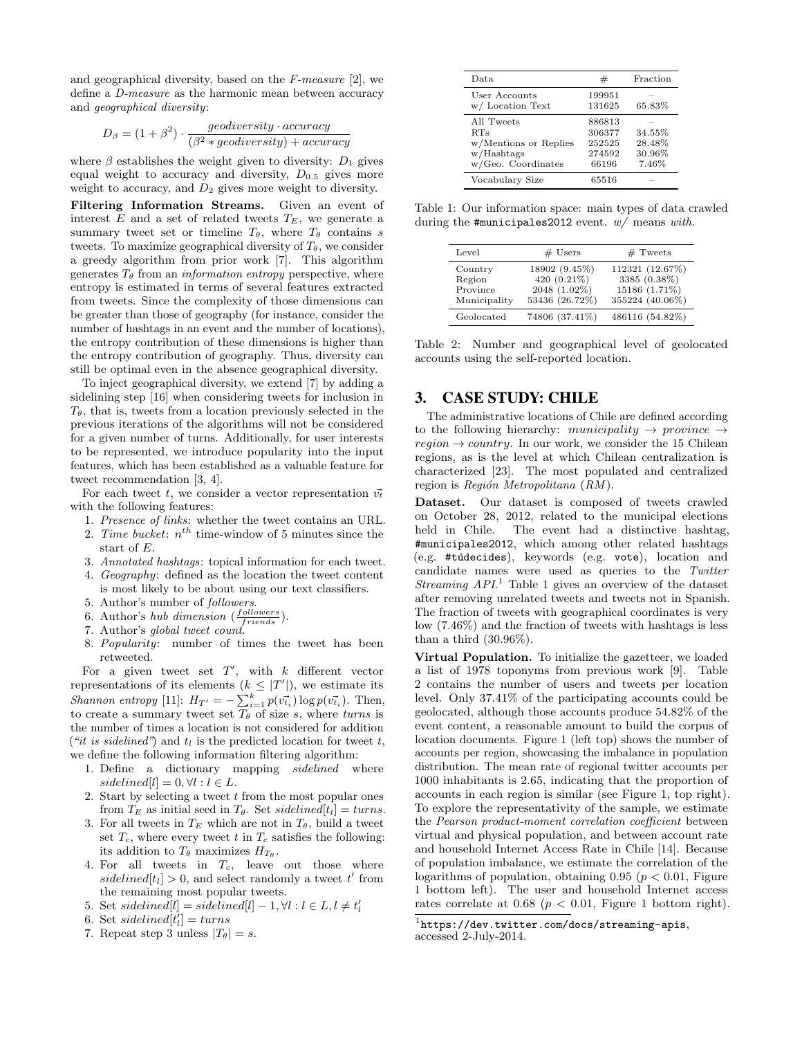and geographical diversity, based on the *F-measure* [2], we define a *D-measure* as the harmonic mean between accuracy and *geographical diversity*:

$$D_\beta = (1+\beta^2) \cdot \frac{geodiversity \cdot accuracy}{(\beta^2 * geodiversity) + accuracy}$$

where $\beta$ establishes the weight given to diversity: $D_1$ gives equal weight to accuracy and diversity, $D_{0.5}$ gives more weight to accuracy, and $D_2$ gives more weight to diversity.

**Filtering Information Streams.** Given an event of interest $E$ and a set of related tweets $T_E$, we generate a summary tweet set or timeline $T_\theta$, where $T_\theta$ contains $s$ tweets. To maximize geographical diversity of $T_\theta$, we consider a greedy algorithm from prior work [7]. This algorithm generates $T_\theta$ from an *information entropy* perspective, where entropy is estimated in terms of several features extracted from tweets. Since the complexity of those dimensions can be greater than those of geography (for instance, consider the number of hashtags in an event and the number of locations), the entropy contribution of these dimensions is higher than the entropy contribution of geography. Thus, diversity can still be optimal even in the absence geographical diversity.

To inject geographical diversity, we extend [7] by adding a sidelining step [16] when considering tweets for inclusion in $T_\theta$, that is, tweets from a location previously selected in the previous iterations of the algorithms will not be considered for a given number of turns. Additionally, for user interests to be represented, we introduce popularity into the input features, which has been established as a valuable feature for tweet recommendation [3, 4].

For each tweet $t$, we consider a vector representation $\vec{v_t}$ with the following features:

1. *Presence of links*: whether the tweet contains an URL.
2. *Time bucket*: $n^{th}$ time-window of 5 minutes since the start of $E$.
3. *Annotated hashtags*: topical information for each tweet.
4. *Geography*: defined as the location the tweet content is most likely to be about using our text classifiers.
5. Author's number of *followers*.
6. Author's *hub dimension* ($\frac{followers}{friends}$).
7. Author's *global tweet count*.
8. *Popularity*: number of times the tweet has been retweeted.

For a given tweet set $T'$, with $k$ different vector representations of its elements ($k \leq |T'|$), we estimate its *Shannon entropy* [11]: $H_{T'} = -\sum_{i=1}^{k} p(\vec{v_{t_i}}) \log p(\vec{v_{t_i}})$. Then, to create a summary tweet set $T_\theta$ of size $s$, where *turns* is the number of times a location is not considered for addition (*"it is sidelined"*) and $t_l$ is the predicted location for tweet $t$, we define the following information filtering algorithm:

1. Define a dictionary mapping *sidelined* where $sidelined[l] = 0, \forall l : l \in L$.
2. Start by selecting a tweet $t$ from the most popular ones from $T_E$ as initial seed in $T_\theta$. Set $sidelined[t_l] = turns$.
3. For all tweets in $T_E$ which are not in $T_\theta$, build a tweet set $T_c$, where every tweet $t$ in $T_c$ satisfies the following: its addition to $T_\theta$ maximizes $H_{T_\theta}$.
4. For all tweets in $T_c$, leave out those where $sidelined[t_l] > 0$, and select randomly a tweet $t'$ from the remaining most popular tweets.
5. Set $sidelined[l] = sidelined[l] - 1, \forall l : l \in L, l \neq t'_l$
6. Set $sidelined[t'_l] = turns$
7. Repeat step 3 unless $|T_\theta| = s$.

| Data | # | Fraction |
|---|---|---|
| User Accounts | 199951 | – |
| w/ Location Text | 131625 | 65.83% |
| All Tweets | 886813 | – |
| RTs | 306377 | 34.55% |
| w/Mentions or Replies | 252525 | 28.48% |
| w/Hashtags | 274592 | 30.96% |
| w/Geo. Coordinates | 66196 | 7.46% |
| Vocabulary Size | 65516 | – |

Table 1: Our information space: main types of data crawled during the `#municipales2012` event. *w/* means *with*.

| Level | # Users | # Tweets |
|---|---|---|
| Country | 18902 (9.45%) | 112321 (12.67%) |
| Region | 420 (0.21%) | 3385 (0.38%) |
| Province | 2048 (1.02%) | 15186 (1.71%) |
| Municipality | 53436 (26.72%) | 355224 (40.06%) |
| Geolocated | 74806 (37.41%) | 486116 (54.82%) |

Table 2: Number and geographical level of geolocated accounts using the self-reported location.

## 3. CASE STUDY: CHILE

The administrative locations of Chile are defined according to the following hierarchy: *municipality* $\rightarrow$ *province* $\rightarrow$ *region* $\rightarrow$ *country*. In our work, we consider the 15 Chilean regions, as is the level at which Chilean centralization is characterized [23]. The most populated and centralized region is *Región Metropolitana* (*RM*).

**Dataset.** Our dataset is composed of tweets crawled on October 28, 2012, related to the municipal elections held in Chile. The event had a distinctive hashtag, `#municipales2012`, which among other related hashtags (e.g. `#túdecides`), keywords (e.g. `vote`), location and candidate names were used as queries to the *Twitter Streaming API*.[1] Table 1 gives an overview of the dataset after removing unrelated tweets and tweets not in Spanish. The fraction of tweets with geographical coordinates is very low (7.46%) and the fraction of tweets with hashtags is less than a third (30.96%).

**Virtual Population.** To initialize the gazetteer, we loaded a list of 1978 toponyms from previous work [9]. Table 2 contains the number of users and tweets per location level. Only 37.41% of the participating accounts could be geolocated, although those accounts produce 54.82% of the event content, a reasonable amount to build the corpus of location documents. Figure 1 (left top) shows the number of accounts per region, showcasing the imbalance in population distribution. The mean rate of regional twitter accounts per 1000 inhabitants is 2.65, indicating that the proportion of accounts in each region is similar (see Figure 1, top right). To explore the representativity of the sample, we estimate the *Pearson product-moment correlation coefficient* between virtual and physical population, and between account rate and household Internet Access Rate in Chile [14]. Because of population imbalance, we estimate the correlation of the logarithms of population, obtaining 0.95 ($p < 0.01$, Figure 1 bottom left). The user and household Internet access rates correlate at 0.68 ($p < 0.01$, Figure 1 bottom right).

[1] `https://dev.twitter.com/docs/streaming-apis`, accessed 2-July-2014.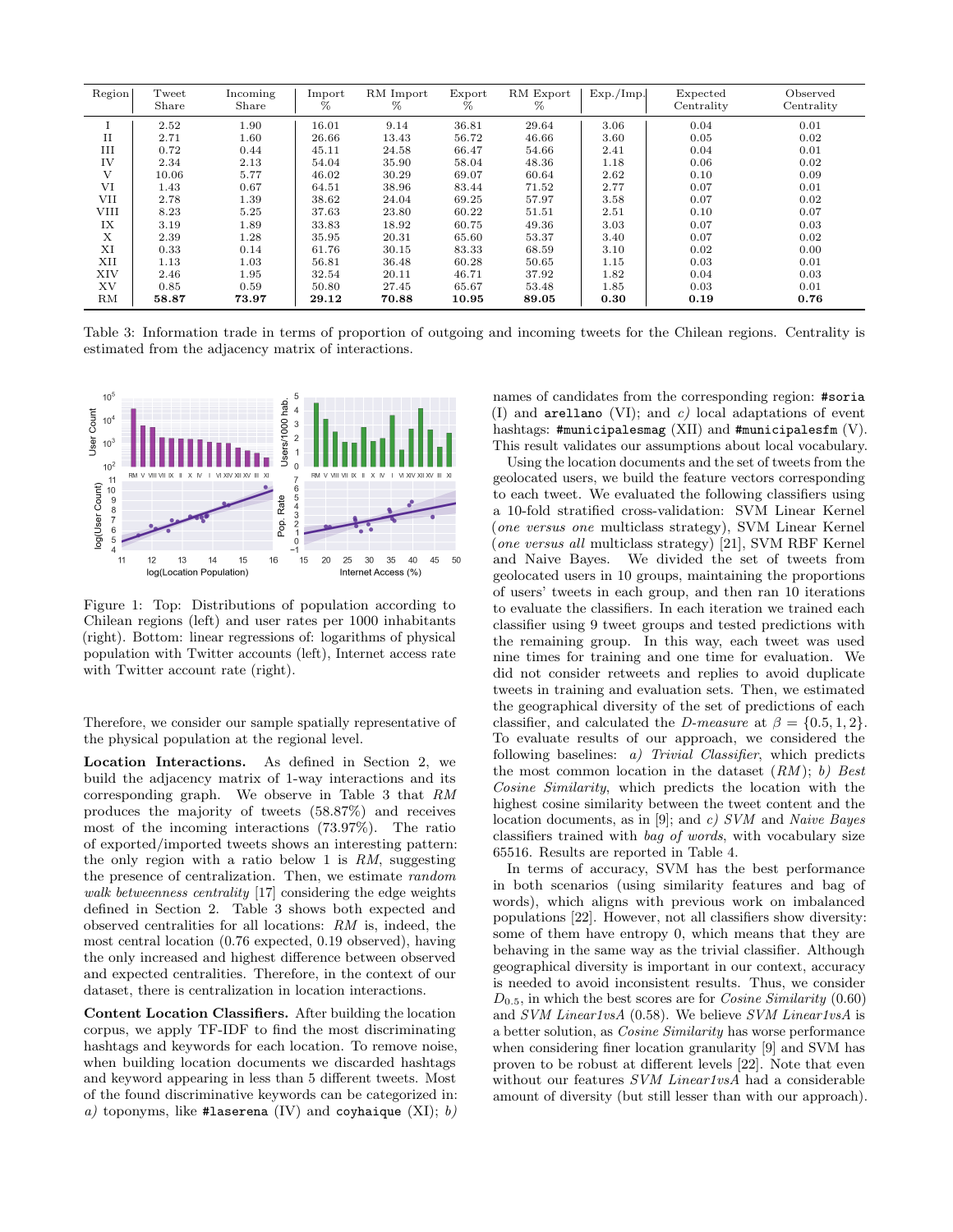| Region | Tweet Share | Incoming Share | Import % | RM Import % | Export % | RM Export % | Exp./Imp. | Expected Centrality | Observed Centrality |
|---|---|---|---|---|---|---|---|---|---|
| I | 2.52 | 1.90 | 16.01 | 9.14 | 36.81 | 29.64 | 3.06 | 0.04 | 0.01 |
| II | 2.71 | 1.60 | 26.66 | 13.43 | 56.72 | 46.66 | 3.60 | 0.05 | 0.02 |
| III | 0.72 | 0.44 | 45.11 | 24.58 | 66.47 | 54.66 | 2.41 | 0.04 | 0.01 |
| IV | 2.34 | 2.13 | 54.04 | 35.90 | 58.04 | 48.36 | 1.18 | 0.06 | 0.02 |
| V | 10.06 | 5.77 | 46.02 | 30.29 | 69.07 | 60.64 | 2.62 | 0.10 | 0.09 |
| VI | 1.43 | 0.67 | 64.51 | 38.96 | 83.44 | 71.52 | 2.77 | 0.07 | 0.01 |
| VII | 2.78 | 1.39 | 38.62 | 24.04 | 69.25 | 57.97 | 3.58 | 0.07 | 0.02 |
| VIII | 8.23 | 5.25 | 37.63 | 23.80 | 60.22 | 51.51 | 2.51 | 0.10 | 0.07 |
| IX | 3.19 | 1.89 | 33.83 | 18.92 | 60.75 | 49.36 | 3.03 | 0.07 | 0.03 |
| X | 2.39 | 1.28 | 35.95 | 20.31 | 65.60 | 53.37 | 3.40 | 0.07 | 0.02 |
| XI | 0.33 | 0.14 | 61.76 | 30.15 | 83.33 | 68.59 | 3.10 | 0.02 | 0.00 |
| XII | 1.13 | 1.03 | 56.81 | 36.48 | 60.28 | 50.65 | 1.15 | 0.03 | 0.01 |
| XIV | 2.46 | 1.95 | 32.54 | 20.11 | 46.71 | 37.92 | 1.82 | 0.04 | 0.03 |
| XV | 0.85 | 0.59 | 50.80 | 27.45 | 65.67 | 53.48 | 1.85 | 0.03 | 0.01 |
| RM | **58.87** | **73.97** | **29.12** | **70.88** | **10.95** | **89.05** | **0.30** | **0.19** | **0.76** |

Table 3: Information trade in terms of proportion of outgoing and incoming tweets for the Chilean regions. Centrality is estimated from the adjacency matrix of interactions.

Figure 1: Top: Distributions of population according to Chilean regions (left) and user rates per 1000 inhabitants (right). Bottom: linear regressions of: logarithms of physical population with Twitter accounts (left), Internet access rate with Twitter account rate (right).

Therefore, we consider our sample spatially representative of the physical population at the regional level.

**Location Interactions.** As defined in Section 2, we build the adjacency matrix of 1-way interactions and its corresponding graph. We observe in Table 3 that *RM* produces the majority of tweets (58.87%) and receives most of the incoming interactions (73.97%). The ratio of exported/imported tweets shows an interesting pattern: the only region with a ratio below 1 is *RM*, suggesting the presence of centralization. Then, we estimate *random walk betweenness centrality* [17] considering the edge weights defined in Section 2. Table 3 shows both expected and observed centralities for all locations: *RM* is, indeed, the most central location (0.76 expected, 0.19 observed), having the only increased and highest difference between observed and expected centralities. Therefore, in the context of our dataset, there is centralization in location interactions.

**Content Location Classifiers.** After building the location corpus, we apply TF-IDF to find the most discriminating hashtags and keywords for each location. To remove noise, when building location documents we discarded hashtags and keyword appearing in less than 5 different tweets. Most of the found discriminative keywords can be categorized in: *a)* toponyms, like `#laserena` (IV) and `coyhaique` (XI); *b)* names of candidates from the corresponding region: `#soria` (I) and `arellano` (VI); and *c)* local adaptations of event hashtags: `#municipalesmag` (XII) and `#municipalesfm` (V). This result validates our assumptions about local vocabulary.

Using the location documents and the set of tweets from the geolocated users, we build the feature vectors corresponding to each tweet. We evaluated the following classifiers using a 10-fold stratified cross-validation: SVM Linear Kernel (*one versus one* multiclass strategy), SVM Linear Kernel (*one versus all* multiclass strategy) [21], SVM RBF Kernel and Naive Bayes. We divided the set of tweets from geolocated users in 10 groups, maintaining the proportions of users' tweets in each group, and then ran 10 iterations to evaluate the classifiers. In each iteration we trained each classifier using 9 tweet groups and tested predictions with the remaining group. In this way, each tweet was used nine times for training and one time for evaluation. We did not consider retweets and replies to avoid duplicate tweets in training and evaluation sets. Then, we estimated the geographical diversity of the set of predictions of each classifier, and calculated the *D-measure* at $\beta = \{0.5, 1, 2\}$. To evaluate results of our approach, we considered the following baselines: *a) Trivial Classifier*, which predicts the most common location in the dataset (*RM*); *b) Best Cosine Similarity*, which predicts the location with the highest cosine similarity between the tweet content and the location documents, as in [9]; and *c) SVM* and *Naive Bayes* classifiers trained with *bag of words*, with vocabulary size 65516. Results are reported in Table 4.

In terms of accuracy, SVM has the best performance in both scenarios (using similarity features and bag of words), which aligns with previous work on imbalanced populations [22]. However, not all classifiers show diversity: some of them have entropy 0, which means that they are behaving in the same way as the trivial classifier. Although geographical diversity is important in our context, accuracy is needed to avoid inconsistent results. Thus, we consider $D_{0.5}$, in which the best scores are for *Cosine Similarity* (0.60) and *SVM Linear1vsA* (0.58). We believe *SVM Linear1vsA* is a better solution, as *Cosine Similarity* has worse performance when considering finer location granularity [9] and SVM has proven to be robust at different levels [22]. Note that even without our features *SVM Linear1vsA* had a considerable amount of diversity (but still lesser than with our approach).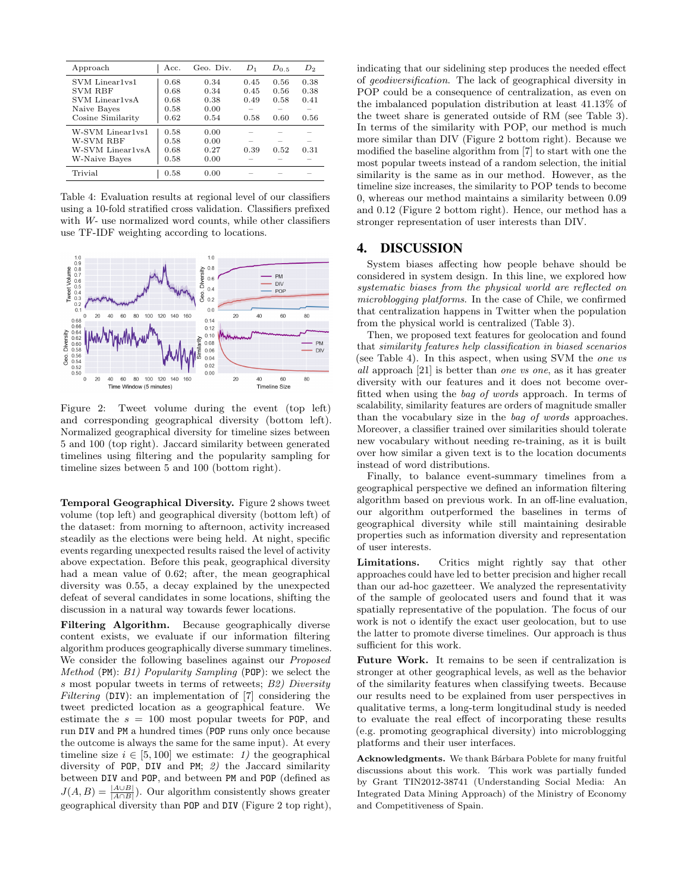| Approach | Acc. | Geo. Div. | $D_1$ | $D_{0.5}$ | $D_2$ |
|---|---|---|---|---|---|
| SVM Linear1vs1 | 0.68 | 0.34 | 0.45 | 0.56 | 0.38 |
| SVM RBF | 0.68 | 0.34 | 0.45 | 0.56 | 0.38 |
| SVM Linear1vsA | 0.68 | 0.38 | 0.49 | 0.58 | 0.41 |
| Naive Bayes | 0.58 | 0.00 | – | – | – |
| Cosine Similarity | 0.62 | 0.54 | 0.58 | 0.60 | 0.56 |
| W-SVM Linear1vs1 | 0.58 | 0.00 | – | – | – |
| W-SVM RBF | 0.58 | 0.00 | – | – | – |
| W-SVM Linear1vsA | 0.68 | 0.27 | 0.39 | 0.52 | 0.31 |
| W-Naive Bayes | 0.58 | 0.00 | – | – | – |
| Trivial | 0.58 | 0.00 | – | – | – |

Table 4: Evaluation results at regional level of our classifiers using a 10-fold stratified cross validation. Classifiers prefixed with *W-* use normalized word counts, while other classifiers use TF-IDF weighting according to locations.

Figure 2: Tweet volume during the event (top left) and corresponding geographical diversity (bottom left). Normalized geographical diversity for timeline sizes between 5 and 100 (top right). Jaccard similarity between generated timelines using filtering and the popularity sampling for timeline sizes between 5 and 100 (bottom right).

**Temporal Geographical Diversity.** Figure 2 shows tweet volume (top left) and geographical diversity (bottom left) of the dataset: from morning to afternoon, activity increased steadily as the elections were being held. At night, specific events regarding unexpected results raised the level of activity above expectation. Before this peak, geographical diversity had a mean value of 0.62; after, the mean geographical diversity was 0.55, a decay explained by the unexpected defeat of several candidates in some locations, shifting the discussion in a natural way towards fewer locations.

**Filtering Algorithm.** Because geographically diverse content exists, we evaluate if our information filtering algorithm produces geographically diverse summary timelines. We consider the following baselines against our *Proposed Method* (PM): *B1) Popularity Sampling* (POP): we select the $s$ most popular tweets in terms of retweets; *B2) Diversity Filtering* (DIV): an implementation of [7] considering the tweet predicted location as a geographical feature. We estimate the $s = 100$ most popular tweets for POP, and run DIV and PM a hundred times (POP runs only once because the outcome is always the same for the same input). At every timeline size $i \in [5, 100]$ we estimate: *1)* the geographical diversity of POP, DIV and PM; *2)* the Jaccard similarity between DIV and POP, and between PM and POP (defined as $J(A,B) = \frac{|A \cup B|}{|A \cap B|}$). Our algorithm consistently shows greater geographical diversity than POP and DIV (Figure 2 top right), indicating that our sidelining step produces the needed effect of *geodiversification*. The lack of geographical diversity in POP could be a consequence of centralization, as even on the imbalanced population distribution at least 41.13% of the tweet share is generated outside of RM (see Table 3). In terms of the similarity with POP, our method is much more similar than DIV (Figure 2 bottom right). Because we modified the baseline algorithm from [7] to start with one the most popular tweets instead of a random selection, the initial similarity is the same as in our method. However, as the timeline size increases, the similarity to POP tends to become 0, whereas our method maintains a similarity between 0.09 and 0.12 (Figure 2 bottom right). Hence, our method has a stronger representation of user interests than DIV.

# 4. DISCUSSION

System biases affecting how people behave should be considered in system design. In this line, we explored how *systematic biases from the physical world are reflected on microblogging platforms*. In the case of Chile, we confirmed that centralization happens in Twitter when the population from the physical world is centralized (Table 3).

Then, we proposed text features for geolocation and found that *similarity features help classification in biased scenarios* (see Table 4). In this aspect, when using SVM the *one vs all* approach [21] is better than *one vs one*, as it has greater diversity with our features and it does not become overfitted when using the *bag of words* approach. In terms of scalability, similarity features are orders of magnitude smaller than the vocabulary size in the *bag of words* approaches. Moreover, a classifier trained over similarities should tolerate new vocabulary without needing re-training, as it is built over how similar a given text is to the location documents instead of word distributions.

Finally, to balance event-summary timelines from a geographical perspective we defined an information filtering algorithm based on previous work. In an off-line evaluation, our algorithm outperformed the baselines in terms of geographical diversity while still maintaining desirable properties such as information diversity and representation of user interests.

**Limitations.** Critics might rightly say that other approaches could have led to better precision and higher recall than our ad-hoc gazetteer. We analyzed the representativity of the sample of geolocated users and found that it was spatially representative of the population. The focus of our work is not o identify the exact user geolocation, but to use the latter to promote diverse timelines. Our approach is thus sufficient for this work.

**Future Work.** It remains to be seen if centralization is stronger at other geographical levels, as well as the behavior of the similarity features when classifying tweets. Because our results need to be explained from user perspectives in qualitative terms, a long-term longitudinal study is needed to evaluate the real effect of incorporating these results (e.g. promoting geographical diversity) into microblogging platforms and their user interfaces.

**Acknowledgments.** We thank Bárbara Poblete for many fruitful discussions about this work. This work was partially funded by Grant TIN2012-38741 (Understanding Social Media: An Integrated Data Mining Approach) of the Ministry of Economy and Competitiveness of Spain.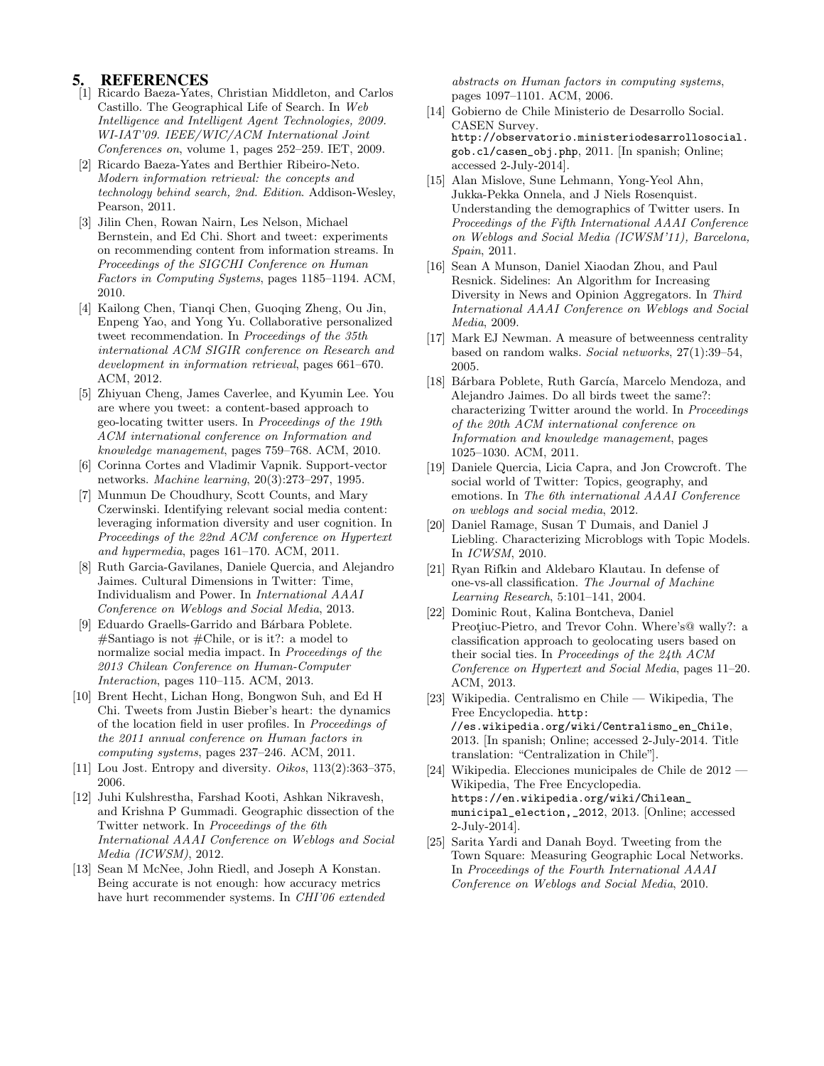## 5. REFERENCES

[1] Ricardo Baeza-Yates, Christian Middleton, and Carlos Castillo. The Geographical Life of Search. In *Web Intelligence and Intelligent Agent Technologies, 2009. WI-IAT'09. IEEE/WIC/ACM International Joint Conferences on*, volume 1, pages 252–259. IET, 2009.

[2] Ricardo Baeza-Yates and Berthier Ribeiro-Neto. *Modern information retrieval: the concepts and technology behind search, 2nd. Edition*. Addison-Wesley, Pearson, 2011.

[3] Jilin Chen, Rowan Nairn, Les Nelson, Michael Bernstein, and Ed Chi. Short and tweet: experiments on recommending content from information streams. In *Proceedings of the SIGCHI Conference on Human Factors in Computing Systems*, pages 1185–1194. ACM, 2010.

[4] Kailong Chen, Tianqi Chen, Guoqing Zheng, Ou Jin, Enpeng Yao, and Yong Yu. Collaborative personalized tweet recommendation. In *Proceedings of the 35th international ACM SIGIR conference on Research and development in information retrieval*, pages 661–670. ACM, 2012.

[5] Zhiyuan Cheng, James Caverlee, and Kyumin Lee. You are where you tweet: a content-based approach to geo-locating twitter users. In *Proceedings of the 19th ACM international conference on Information and knowledge management*, pages 759–768. ACM, 2010.

[6] Corinna Cortes and Vladimir Vapnik. Support-vector networks. *Machine learning*, 20(3):273–297, 1995.

[7] Munmun De Choudhury, Scott Counts, and Mary Czerwinski. Identifying relevant social media content: leveraging information diversity and user cognition. In *Proceedings of the 22nd ACM conference on Hypertext and hypermedia*, pages 161–170. ACM, 2011.

[8] Ruth Garcia-Gavilanes, Daniele Quercia, and Alejandro Jaimes. Cultural Dimensions in Twitter: Time, Individualism and Power. In *International AAAI Conference on Weblogs and Social Media*, 2013.

[9] Eduardo Graells-Garrido and Bárbara Poblete. #Santiago is not #Chile, or is it?: a model to normalize social media impact. In *Proceedings of the 2013 Chilean Conference on Human-Computer Interaction*, pages 110–115. ACM, 2013.

[10] Brent Hecht, Lichan Hong, Bongwon Suh, and Ed H Chi. Tweets from Justin Bieber's heart: the dynamics of the location field in user profiles. In *Proceedings of the 2011 annual conference on Human factors in computing systems*, pages 237–246. ACM, 2011.

[11] Lou Jost. Entropy and diversity. *Oikos*, 113(2):363–375, 2006.

[12] Juhi Kulshrestha, Farshad Kooti, Ashkan Nikravesh, and Krishna P Gummadi. Geographic dissection of the Twitter network. In *Proceedings of the 6th International AAAI Conference on Weblogs and Social Media (ICWSM)*, 2012.

[13] Sean M McNee, John Riedl, and Joseph A Konstan. Being accurate is not enough: how accuracy metrics have hurt recommender systems. In *CHI'06 extended abstracts on Human factors in computing systems*, pages 1097–1101. ACM, 2006.

[14] Gobierno de Chile Ministerio de Desarrollo Social. CASEN Survey. http://observatorio.ministeriodesarrollosocial.gob.cl/casen_obj.php, 2011. [In spanish; Online; accessed 2-July-2014].

[15] Alan Mislove, Sune Lehmann, Yong-Yeol Ahn, Jukka-Pekka Onnela, and J Niels Rosenquist. Understanding the demographics of Twitter users. In *Proceedings of the Fifth International AAAI Conference on Weblogs and Social Media (ICWSM'11), Barcelona, Spain*, 2011.

[16] Sean A Munson, Daniel Xiaodan Zhou, and Paul Resnick. Sidelines: An Algorithm for Increasing Diversity in News and Opinion Aggregators. In *Third International AAAI Conference on Weblogs and Social Media*, 2009.

[17] Mark EJ Newman. A measure of betweenness centrality based on random walks. *Social networks*, 27(1):39–54, 2005.

[18] Bárbara Poblete, Ruth García, Marcelo Mendoza, and Alejandro Jaimes. Do all birds tweet the same?: characterizing Twitter around the world. In *Proceedings of the 20th ACM international conference on Information and knowledge management*, pages 1025–1030. ACM, 2011.

[19] Daniele Quercia, Licia Capra, and Jon Crowcroft. The social world of Twitter: Topics, geography, and emotions. In *The 6th international AAAI Conference on weblogs and social media*, 2012.

[20] Daniel Ramage, Susan T Dumais, and Daniel J Liebling. Characterizing Microblogs with Topic Models. In *ICWSM*, 2010.

[21] Ryan Rifkin and Aldebaro Klautau. In defense of one-vs-all classification. *The Journal of Machine Learning Research*, 5:101–141, 2004.

[22] Dominic Rout, Kalina Bontcheva, Daniel Preoţiuc-Pietro, and Trevor Cohn. Where's@ wally?: a classification approach to geolocating users based on their social ties. In *Proceedings of the 24th ACM Conference on Hypertext and Social Media*, pages 11–20. ACM, 2013.

[23] Wikipedia. Centralismo en Chile — Wikipedia, The Free Encyclopedia. http://es.wikipedia.org/wiki/Centralismo_en_Chile, 2013. [In spanish; Online; accessed 2-July-2014. Title translation: "Centralization in Chile"].

[24] Wikipedia. Elecciones municipales de Chile de 2012 — Wikipedia, The Free Encyclopedia. https://en.wikipedia.org/wiki/Chilean_municipal_election,_2012, 2013. [Online; accessed 2-July-2014].

[25] Sarita Yardi and Danah Boyd. Tweeting from the Town Square: Measuring Geographic Local Networks. In *Proceedings of the Fourth International AAAI Conference on Weblogs and Social Media*, 2010.